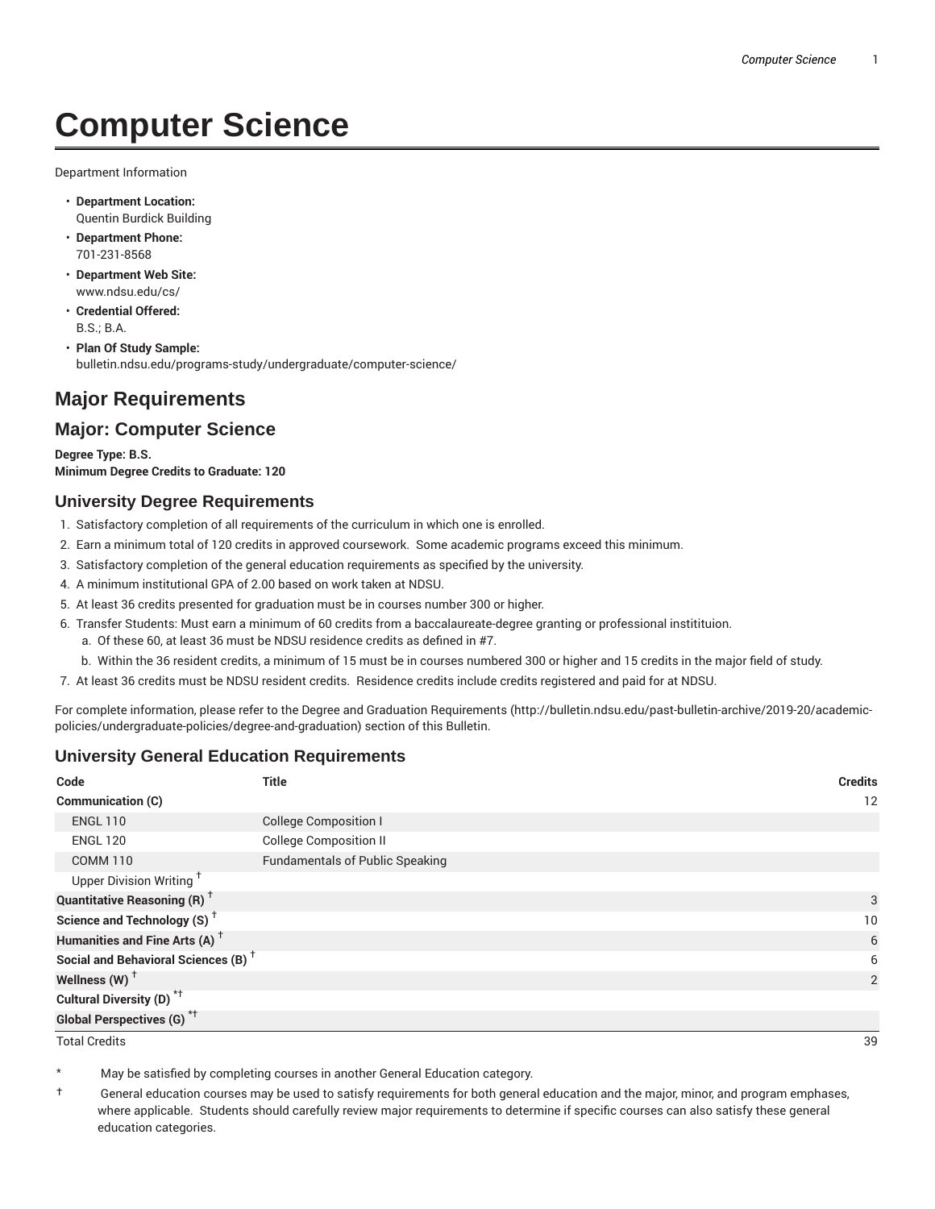# Computer Science

Department Information

- **Department Location:** Quentin Burdick Building
- **Department Phone:** 701-231-8568
- **Department Web Site:** www.ndsu.edu/cs/
- **Credential Offered:** B.S.; B.A.
- **Plan Of Study Sample:** bulletin.ndsu.edu/programs-study/undergraduate/computer-science/

## Major Requirements

## Major: Computer Science

**Degree Type: B.S.**
**Minimum Degree Credits to Graduate: 120**

### University Degree Requirements

1. Satisfactory completion of all requirements of the curriculum in which one is enrolled.
2. Earn a minimum total of 120 credits in approved coursework. Some academic programs exceed this minimum.
3. Satisfactory completion of the general education requirements as specified by the university.
4. A minimum institutional GPA of 2.00 based on work taken at NDSU.
5. At least 36 credits presented for graduation must be in courses number 300 or higher.
6. Transfer Students: Must earn a minimum of 60 credits from a baccalaureate-degree granting or professional institituion.
   a. Of these 60, at least 36 must be NDSU residence credits as defined in #7.
   b. Within the 36 resident credits, a minimum of 15 must be in courses numbered 300 or higher and 15 credits in the major field of study.
7. At least 36 credits must be NDSU resident credits. Residence credits include credits registered and paid for at NDSU.

For complete information, please refer to the Degree and Graduation Requirements (http://bulletin.ndsu.edu/past-bulletin-archive/2019-20/academic-policies/undergraduate-policies/degree-and-graduation) section of this Bulletin.

### University General Education Requirements

| Code | Title | Credits |
|---|---|---|
| **Communication (C)** | | 12 |
| ENGL 110 | College Composition I | |
| ENGL 120 | College Composition II | |
| COMM 110 | Fundamentals of Public Speaking | |
| Upper Division Writing † | | |
| **Quantitative Reasoning (R) †** | | 3 |
| **Science and Technology (S) †** | | 10 |
| **Humanities and Fine Arts (A) †** | | 6 |
| **Social and Behavioral Sciences (B) †** | | 6 |
| **Wellness (W) †** | | 2 |
| **Cultural Diversity (D) *†** | | |
| **Global Perspectives (G) *†** | | |
| Total Credits | | 39 |

\* May be satisfied by completing courses in another General Education category.

† General education courses may be used to satisfy requirements for both general education and the major, minor, and program emphases, where applicable. Students should carefully review major requirements to determine if specific courses can also satisfy these general education categories.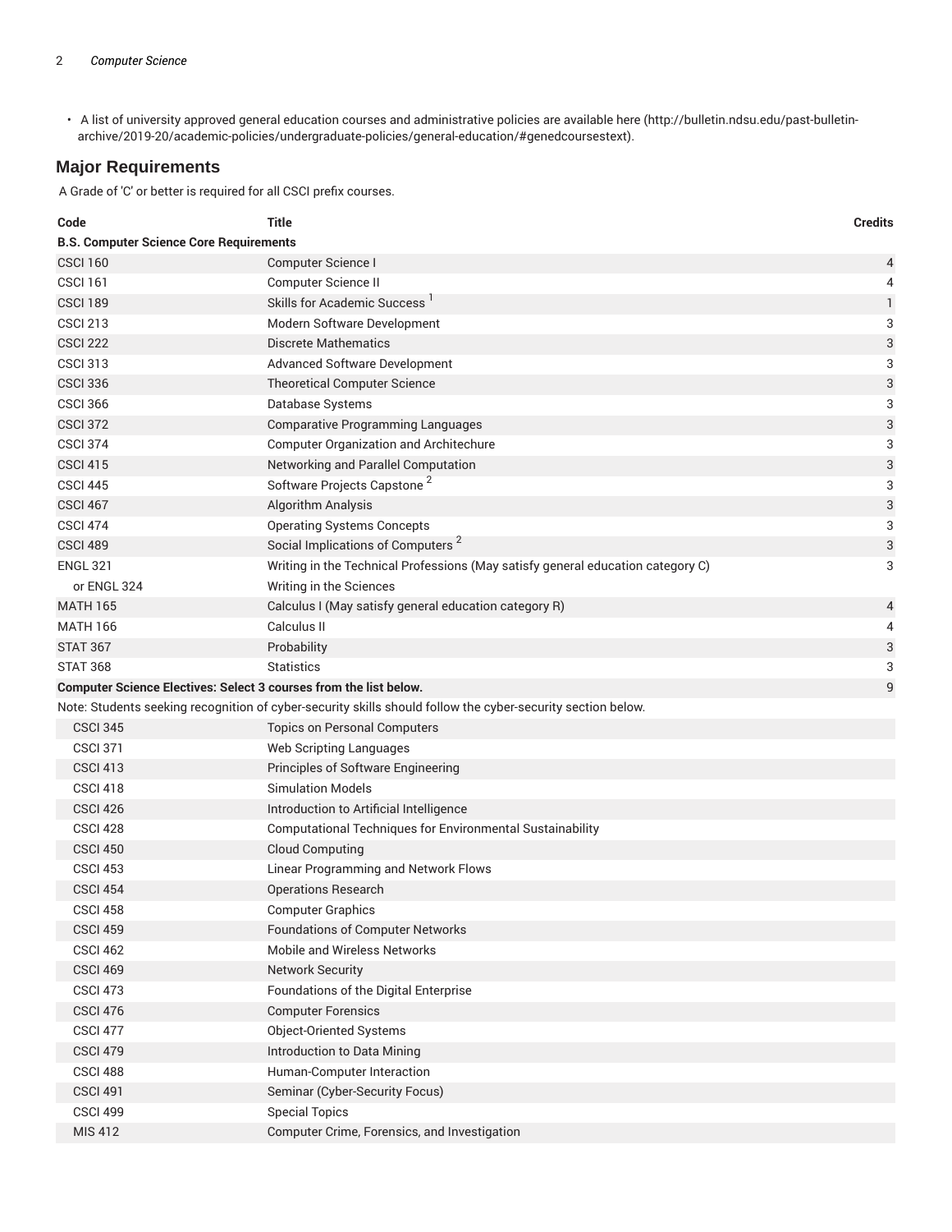- A list of university approved general education courses and administrative policies are available here (http://bulletin.ndsu.edu/past-bulletin-archive/2019-20/academic-policies/undergraduate-policies/general-education/#genedcoursestext).

## Major Requirements

A Grade of 'C' or better is required for all CSCI prefix courses.

| Code | Title | Credits |
|---|---|---|
| **B.S. Computer Science Core Requirements** | | |
| CSCI 160 | Computer Science I | 4 |
| CSCI 161 | Computer Science II | 4 |
| CSCI 189 | Skills for Academic Success [1] | 1 |
| CSCI 213 | Modern Software Development | 3 |
| CSCI 222 | Discrete Mathematics | 3 |
| CSCI 313 | Advanced Software Development | 3 |
| CSCI 336 | Theoretical Computer Science | 3 |
| CSCI 366 | Database Systems | 3 |
| CSCI 372 | Comparative Programming Languages | 3 |
| CSCI 374 | Computer Organization and Architechure | 3 |
| CSCI 415 | Networking and Parallel Computation | 3 |
| CSCI 445 | Software Projects Capstone [2] | 3 |
| CSCI 467 | Algorithm Analysis | 3 |
| CSCI 474 | Operating Systems Concepts | 3 |
| CSCI 489 | Social Implications of Computers [2] | 3 |
| ENGL 321 | Writing in the Technical Professions (May satisfy general education category C) | 3 |
| or ENGL 324 | Writing in the Sciences | |
| MATH 165 | Calculus I (May satisfy general education category R) | 4 |
| MATH 166 | Calculus II | 4 |
| STAT 367 | Probability | 3 |
| STAT 368 | Statistics | 3 |
| **Computer Science Electives: Select 3 courses from the list below.** | | 9 |
| Note: Students seeking recognition of cyber-security skills should follow the cyber-security section below. | | |
| CSCI 345 | Topics on Personal Computers | |
| CSCI 371 | Web Scripting Languages | |
| CSCI 413 | Principles of Software Engineering | |
| CSCI 418 | Simulation Models | |
| CSCI 426 | Introduction to Artificial Intelligence | |
| CSCI 428 | Computational Techniques for Environmental Sustainability | |
| CSCI 450 | Cloud Computing | |
| CSCI 453 | Linear Programming and Network Flows | |
| CSCI 454 | Operations Research | |
| CSCI 458 | Computer Graphics | |
| CSCI 459 | Foundations of Computer Networks | |
| CSCI 462 | Mobile and Wireless Networks | |
| CSCI 469 | Network Security | |
| CSCI 473 | Foundations of the Digital Enterprise | |
| CSCI 476 | Computer Forensics | |
| CSCI 477 | Object-Oriented Systems | |
| CSCI 479 | Introduction to Data Mining | |
| CSCI 488 | Human-Computer Interaction | |
| CSCI 491 | Seminar (Cyber-Security Focus) | |
| CSCI 499 | Special Topics | |
| MIS 412 | Computer Crime, Forensics, and Investigation | |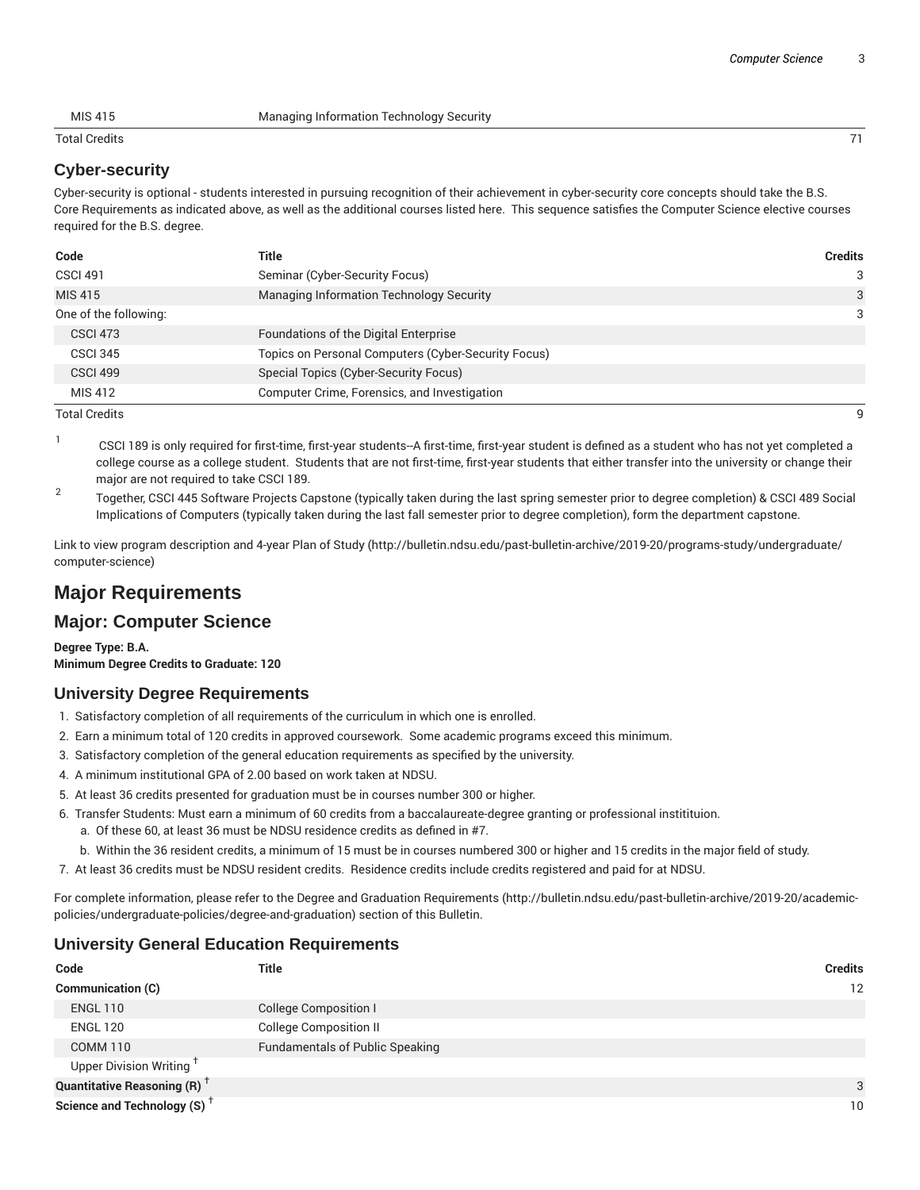| | | |
|---|---|---|
| MIS 415 | Managing Information Technology Security | |
| Total Credits | | 71 |

### Cyber-security

Cyber-security is optional - students interested in pursuing recognition of their achievement in cyber-security core concepts should take the B.S. Core Requirements as indicated above, as well as the additional courses listed here. This sequence satisfies the Computer Science elective courses required for the B.S. degree.

| Code | Title | Credits |
|---|---|---|
| CSCI 491 | Seminar (Cyber-Security Focus) | 3 |
| MIS 415 | Managing Information Technology Security | 3 |
| One of the following: | | 3 |
| CSCI 473 | Foundations of the Digital Enterprise | |
| CSCI 345 | Topics on Personal Computers (Cyber-Security Focus) | |
| CSCI 499 | Special Topics (Cyber-Security Focus) | |
| MIS 412 | Computer Crime, Forensics, and Investigation | |
| Total Credits | | 9 |

[1] CSCI 189 is only required for first-time, first-year students--A first-time, first-year student is defined as a student who has not yet completed a college course as a college student. Students that are not first-time, first-year students that either transfer into the university or change their major are not required to take CSCI 189.

[2] Together, CSCI 445 Software Projects Capstone (typically taken during the last spring semester prior to degree completion) & CSCI 489 Social Implications of Computers (typically taken during the last fall semester prior to degree completion), form the department capstone.

Link to view program description and 4-year Plan of Study (http://bulletin.ndsu.edu/past-bulletin-archive/2019-20/programs-study/undergraduate/computer-science)

# Major Requirements

## Major: Computer Science

**Degree Type: B.A.**
**Minimum Degree Credits to Graduate: 120**

### University Degree Requirements

1. Satisfactory completion of all requirements of the curriculum in which one is enrolled.
2. Earn a minimum total of 120 credits in approved coursework. Some academic programs exceed this minimum.
3. Satisfactory completion of the general education requirements as specified by the university.
4. A minimum institutional GPA of 2.00 based on work taken at NDSU.
5. At least 36 credits presented for graduation must be in courses number 300 or higher.
6. Transfer Students: Must earn a minimum of 60 credits from a baccalaureate-degree granting or professional instititui­on.
   a. Of these 60, at least 36 must be NDSU residence credits as defined in #7.
   b. Within the 36 resident credits, a minimum of 15 must be in courses numbered 300 or higher and 15 credits in the major field of study.
7. At least 36 credits must be NDSU resident credits. Residence credits include credits registered and paid for at NDSU.

For complete information, please refer to the Degree and Graduation Requirements (http://bulletin.ndsu.edu/past-bulletin-archive/2019-20/academic-policies/undergraduate-policies/degree-and-graduation) section of this Bulletin.

### University General Education Requirements

| Code | Title | Credits |
|---|---|---|
| **Communication (C)** | | 12 |
| ENGL 110 | College Composition I | |
| ENGL 120 | College Composition II | |
| COMM 110 | Fundamentals of Public Speaking | |
| Upper Division Writing † | | |
| **Quantitative Reasoning (R) †** | | 3 |
| **Science and Technology (S) †** | | 10 |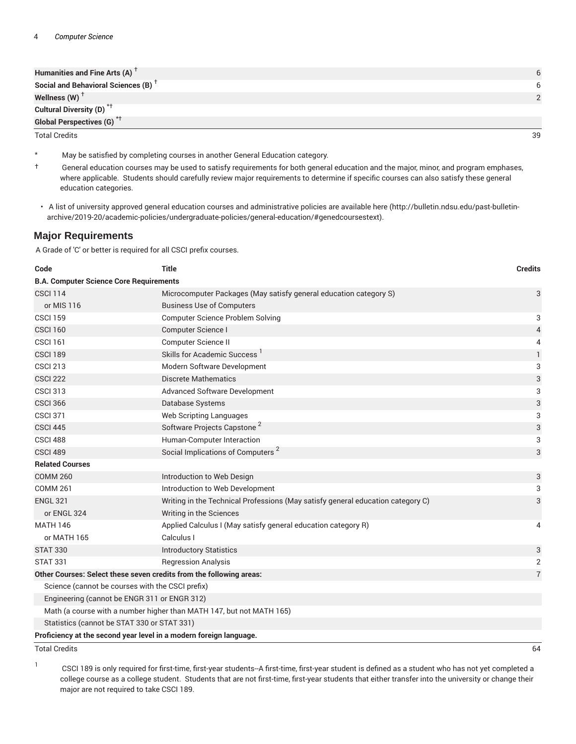| | |
|---|---|
| **Humanities and Fine Arts (A)** † | 6 |
| **Social and Behavioral Sciences (B)** † | 6 |
| **Wellness (W)** † | 2 |
| **Cultural Diversity (D)** *† | |
| **Global Perspectives (G)** *† | |
| Total Credits | 39 |

\* May be satisfied by completing courses in another General Education category.

† General education courses may be used to satisfy requirements for both general education and the major, minor, and program emphases, where applicable. Students should carefully review major requirements to determine if specific courses can also satisfy these general education categories.

- A list of university approved general education courses and administrative policies are available here (http://bulletin.ndsu.edu/past-bulletin-archive/2019-20/academic-policies/undergraduate-policies/general-education/#genedcoursestext).

## Major Requirements

A Grade of 'C' or better is required for all CSCI prefix courses.

| Code | Title | Credits |
|---|---|---|
| **B.A. Computer Science Core Requirements** | | |
| CSCI 114 | Microcomputer Packages (May satisfy general education category S) | 3 |
| or MIS 116 | Business Use of Computers | |
| CSCI 159 | Computer Science Problem Solving | 3 |
| CSCI 160 | Computer Science I | 4 |
| CSCI 161 | Computer Science II | 4 |
| CSCI 189 | Skills for Academic Success [1] | 1 |
| CSCI 213 | Modern Software Development | 3 |
| CSCI 222 | Discrete Mathematics | 3 |
| CSCI 313 | Advanced Software Development | 3 |
| CSCI 366 | Database Systems | 3 |
| CSCI 371 | Web Scripting Languages | 3 |
| CSCI 445 | Software Projects Capstone [2] | 3 |
| CSCI 488 | Human-Computer Interaction | 3 |
| CSCI 489 | Social Implications of Computers [2] | 3 |
| **Related Courses** | | |
| COMM 260 | Introduction to Web Design | 3 |
| COMM 261 | Introduction to Web Development | 3 |
| ENGL 321 | Writing in the Technical Professions (May satisfy general education category C) | 3 |
| or ENGL 324 | Writing in the Sciences | |
| MATH 146 | Applied Calculus I (May satisfy general education category R) | 4 |
| or MATH 165 | Calculus I | |
| STAT 330 | Introductory Statistics | 3 |
| STAT 331 | Regression Analysis | 2 |
| **Other Courses: Select these seven credits from the following areas:** | | 7 |
| Science (cannot be courses with the CSCI prefix) | | |
| Engineering (cannot be ENGR 311 or ENGR 312) | | |
| Math (a course with a number higher than MATH 147, but not MATH 165) | | |
| Statistics (cannot be STAT 330 or STAT 331) | | |
| **Proficiency at the second year level in a modern foreign language.** | | |
| Total Credits | | 64 |

1 CSCI 189 is only required for first-time, first-year students--A first-time, first-year student is defined as a student who has not yet completed a college course as a college student. Students that are not first-time, first-year students that either transfer into the university or change their major are not required to take CSCI 189.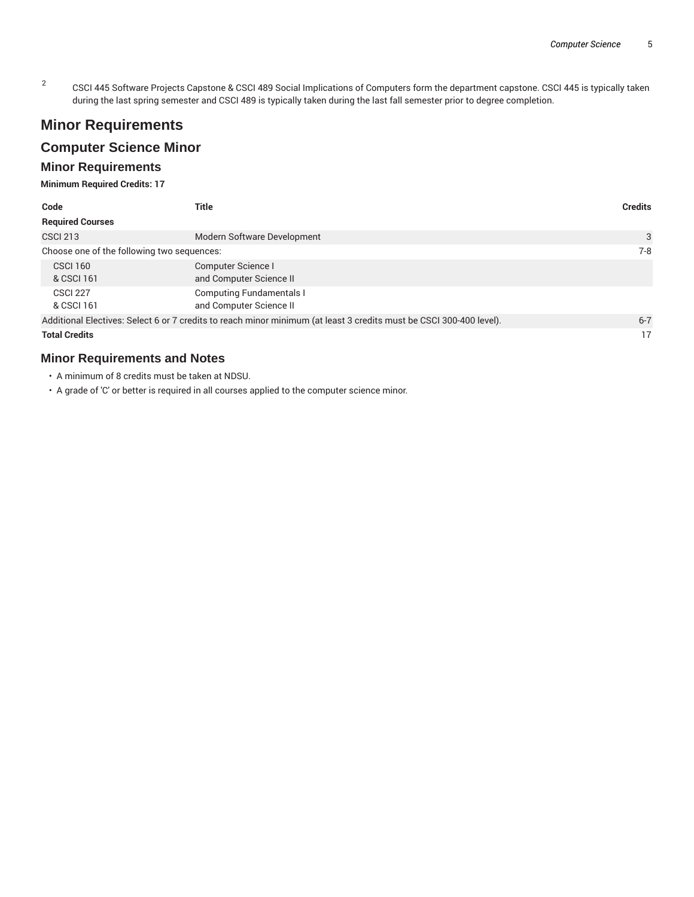[2] CSCI 445 Software Projects Capstone & CSCI 489 Social Implications of Computers form the department capstone. CSCI 445 is typically taken during the last spring semester and CSCI 489 is typically taken during the last fall semester prior to degree completion.

# Minor Requirements

## Computer Science Minor

### Minor Requirements

**Minimum Required Credits: 17**

| Code | Title | Credits |
|---|---|---|
| **Required Courses** | | |
| CSCI 213 | Modern Software Development | 3 |
| Choose one of the following two sequences: | | 7-8 |
| CSCI 160<br>& CSCI 161 | Computer Science I<br>and Computer Science II | |
| CSCI 227<br>& CSCI 161 | Computing Fundamentals I<br>and Computer Science II | |
| Additional Electives: Select 6 or 7 credits to reach minor minimum (at least 3 credits must be CSCI 300-400 level). | | 6-7 |
| **Total Credits** | | 17 |

### Minor Requirements and Notes

- A minimum of 8 credits must be taken at NDSU.
- A grade of 'C' or better is required in all courses applied to the computer science minor.